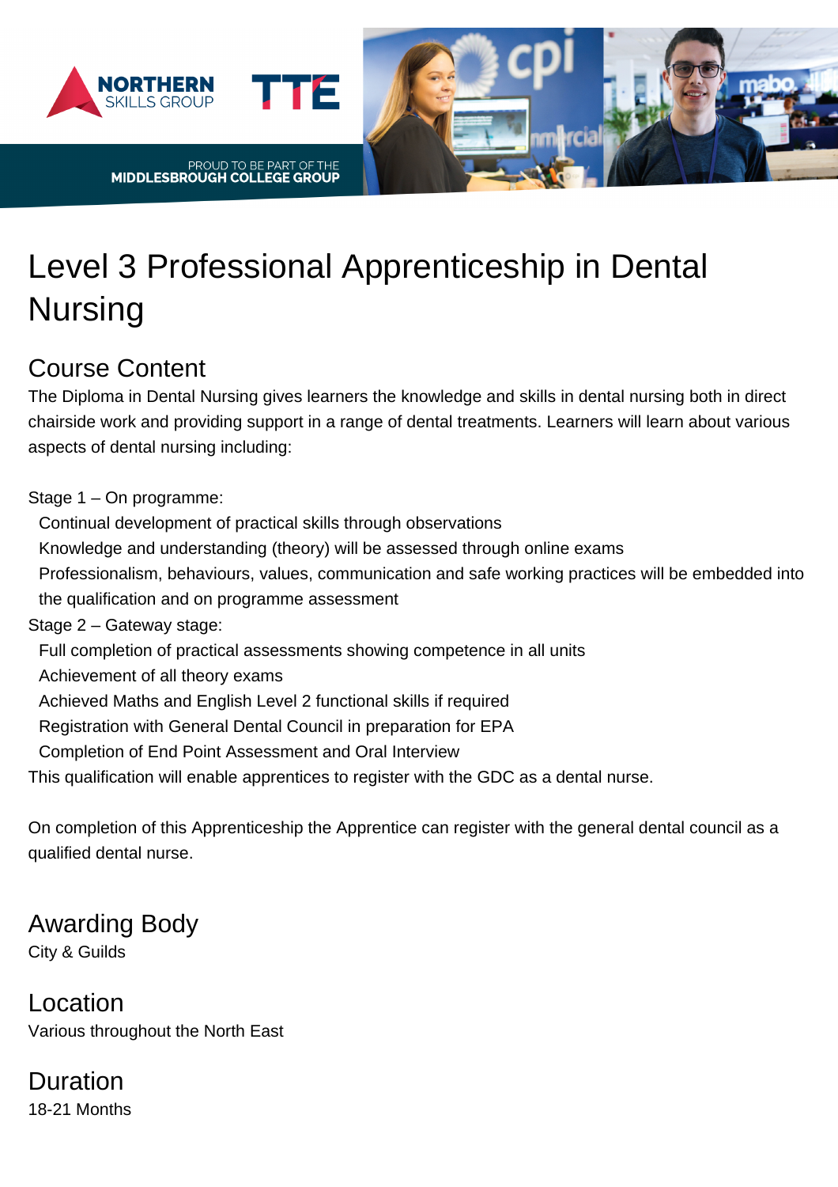NORTHERN SKILLS GROUP

TTE

PROUD TO BE PART OF THE
MIDDLESBROUGH COLLEGE GROUP

# Level 3 Professional Apprenticeship in Dental Nursing

## Course Content

The Diploma in Dental Nursing gives learners the knowledge and skills in dental nursing both in direct chairside work and providing support in a range of dental treatments. Learners will learn about various aspects of dental nursing including:

Stage 1 – On programme:

- Continual development of practical skills through observations
- Knowledge and understanding (theory) will be assessed through online exams
- Professionalism, behaviours, values, communication and safe working practices will be embedded into the qualification and on programme assessment

Stage 2 – Gateway stage:

- Full completion of practical assessments showing competence in all units
- Achievement of all theory exams
- Achieved Maths and English Level 2 functional skills if required
- Registration with General Dental Council in preparation for EPA
- Completion of End Point Assessment and Oral Interview

This qualification will enable apprentices to register with the GDC as a dental nurse.

On completion of this Apprenticeship the Apprentice can register with the general dental council as a qualified dental nurse.

## Awarding Body

City & Guilds

## Location

Various throughout the North East

## Duration

18-21 Months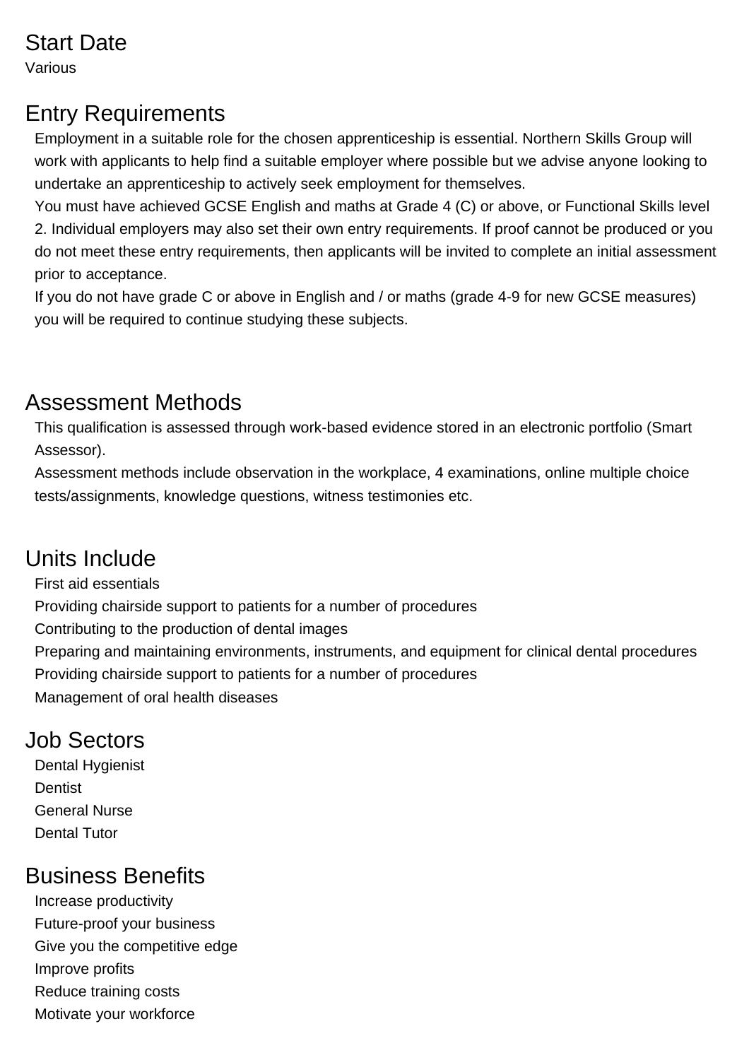## Start Date

Various

## Entry Requirements

Employment in a suitable role for the chosen apprenticeship is essential. Northern Skills Group will work with applicants to help find a suitable employer where possible but we advise anyone looking to undertake an apprenticeship to actively seek employment for themselves.

You must have achieved GCSE English and maths at Grade 4 (C) or above, or Functional Skills level 2. Individual employers may also set their own entry requirements. If proof cannot be produced or you do not meet these entry requirements, then applicants will be invited to complete an initial assessment prior to acceptance.

If you do not have grade C or above in English and / or maths (grade 4-9 for new GCSE measures) you will be required to continue studying these subjects.

## Assessment Methods

This qualification is assessed through work-based evidence stored in an electronic portfolio (Smart Assessor).

Assessment methods include observation in the workplace, 4 examinations, online multiple choice tests/assignments, knowledge questions, witness testimonies etc.

## Units Include

First aid essentials

Providing chairside support to patients for a number of procedures

Contributing to the production of dental images

Preparing and maintaining environments, instruments, and equipment for clinical dental procedures

Providing chairside support to patients for a number of procedures

Management of oral health diseases

## Job Sectors

Dental Hygienist

Dentist

General Nurse

Dental Tutor

## Business Benefits

Increase productivity

Future-proof your business

Give you the competitive edge

Improve profits

Reduce training costs

Motivate your workforce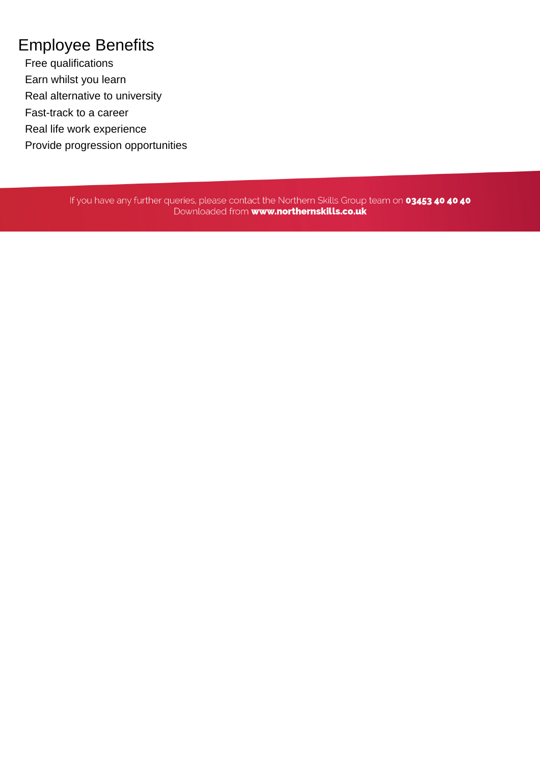## Employee Benefits

- Free qualifications
- Earn whilst you learn
- Real alternative to university
- Fast-track to a career
- Real life work experience
- Provide progression opportunities

If you have any further queries, please contact the Northern Skills Group team on **03453 40 40 40**
Downloaded from **www.northernskills.co.uk**